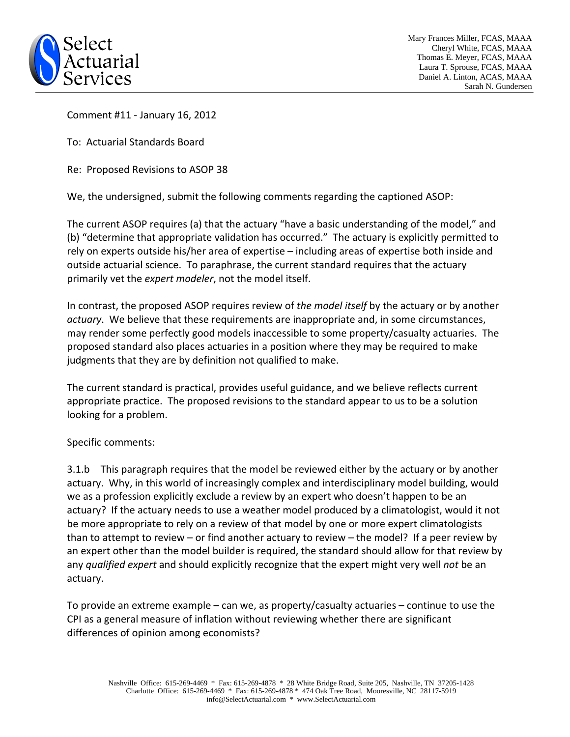Select Actuarial Services

Mary Frances Miller, FCAS, MAAA
Cheryl White, FCAS, MAAA
Thomas E. Meyer, FCAS, MAAA
Laura T. Sprouse, FCAS, MAAA
Daniel A. Linton, ACAS, MAAA
Sarah N. Gundersen

Comment #11 - January 16, 2012

To: Actuarial Standards Board

Re: Proposed Revisions to ASOP 38

We, the undersigned, submit the following comments regarding the captioned ASOP:

The current ASOP requires (a) that the actuary "have a basic understanding of the model," and (b) "determine that appropriate validation has occurred." The actuary is explicitly permitted to rely on experts outside his/her area of expertise – including areas of expertise both inside and outside actuarial science. To paraphrase, the current standard requires that the actuary primarily vet the *expert modeler*, not the model itself.

In contrast, the proposed ASOP requires review of *the model itself* by the actuary or by another *actuary*. We believe that these requirements are inappropriate and, in some circumstances, may render some perfectly good models inaccessible to some property/casualty actuaries. The proposed standard also places actuaries in a position where they may be required to make judgments that they are by definition not qualified to make.

The current standard is practical, provides useful guidance, and we believe reflects current appropriate practice. The proposed revisions to the standard appear to us to be a solution looking for a problem.

Specific comments:

3.1.b This paragraph requires that the model be reviewed either by the actuary or by another actuary. Why, in this world of increasingly complex and interdisciplinary model building, would we as a profession explicitly exclude a review by an expert who doesn't happen to be an actuary? If the actuary needs to use a weather model produced by a climatologist, would it not be more appropriate to rely on a review of that model by one or more expert climatologists than to attempt to review – or find another actuary to review – the model? If a peer review by an expert other than the model builder is required, the standard should allow for that review by any *qualified expert* and should explicitly recognize that the expert might very well *not* be an actuary.

To provide an extreme example – can we, as property/casualty actuaries – continue to use the CPI as a general measure of inflation without reviewing whether there are significant differences of opinion among economists?

Nashville Office: 615-269-4469 * Fax: 615-269-4878 * 28 White Bridge Road, Suite 205, Nashville, TN 37205-1428
Charlotte Office: 615-269-4469 * Fax: 615-269-4878 * 474 Oak Tree Road, Mooresville, NC 28117-5919
info@SelectActuarial.com * www.SelectActuarial.com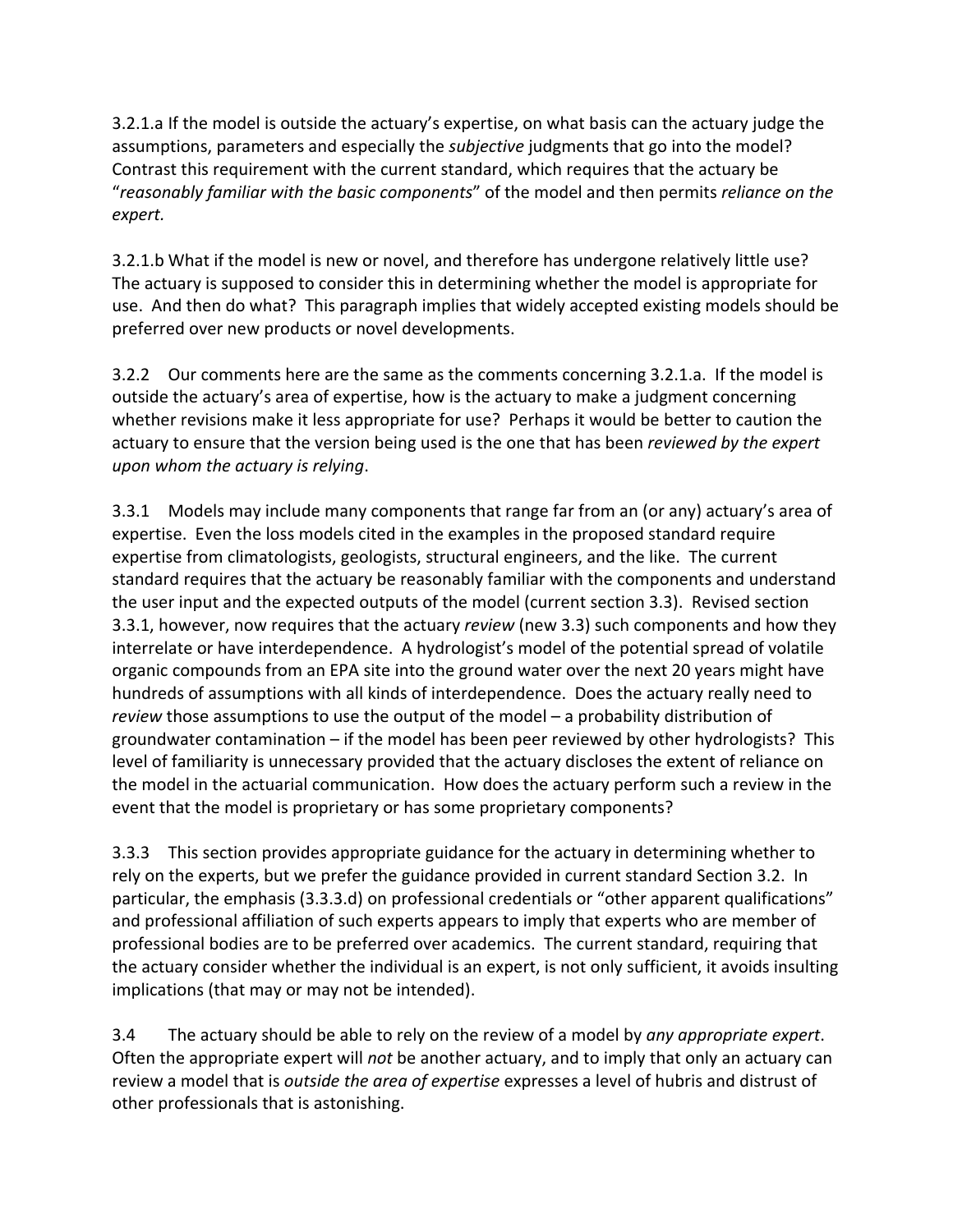3.2.1.a If the model is outside the actuary's expertise, on what basis can the actuary judge the assumptions, parameters and especially the *subjective* judgments that go into the model? Contrast this requirement with the current standard, which requires that the actuary be "*reasonably familiar with the basic components*" of the model and then permits *reliance on the expert.*

3.2.1.b What if the model is new or novel, and therefore has undergone relatively little use? The actuary is supposed to consider this in determining whether the model is appropriate for use. And then do what? This paragraph implies that widely accepted existing models should be preferred over new products or novel developments.

3.2.2 Our comments here are the same as the comments concerning 3.2.1.a. If the model is outside the actuary's area of expertise, how is the actuary to make a judgment concerning whether revisions make it less appropriate for use? Perhaps it would be better to caution the actuary to ensure that the version being used is the one that has been *reviewed by the expert upon whom the actuary is relying*.

3.3.1 Models may include many components that range far from an (or any) actuary's area of expertise. Even the loss models cited in the examples in the proposed standard require expertise from climatologists, geologists, structural engineers, and the like. The current standard requires that the actuary be reasonably familiar with the components and understand the user input and the expected outputs of the model (current section 3.3). Revised section 3.3.1, however, now requires that the actuary *review* (new 3.3) such components and how they interrelate or have interdependence. A hydrologist's model of the potential spread of volatile organic compounds from an EPA site into the ground water over the next 20 years might have hundreds of assumptions with all kinds of interdependence. Does the actuary really need to *review* those assumptions to use the output of the model – a probability distribution of groundwater contamination – if the model has been peer reviewed by other hydrologists? This level of familiarity is unnecessary provided that the actuary discloses the extent of reliance on the model in the actuarial communication. How does the actuary perform such a review in the event that the model is proprietary or has some proprietary components?

3.3.3 This section provides appropriate guidance for the actuary in determining whether to rely on the experts, but we prefer the guidance provided in current standard Section 3.2. In particular, the emphasis (3.3.3.d) on professional credentials or "other apparent qualifications" and professional affiliation of such experts appears to imply that experts who are member of professional bodies are to be preferred over academics. The current standard, requiring that the actuary consider whether the individual is an expert, is not only sufficient, it avoids insulting implications (that may or may not be intended).

3.4 The actuary should be able to rely on the review of a model by *any appropriate expert*. Often the appropriate expert will *not* be another actuary, and to imply that only an actuary can review a model that is *outside the area of expertise* expresses a level of hubris and distrust of other professionals that is astonishing.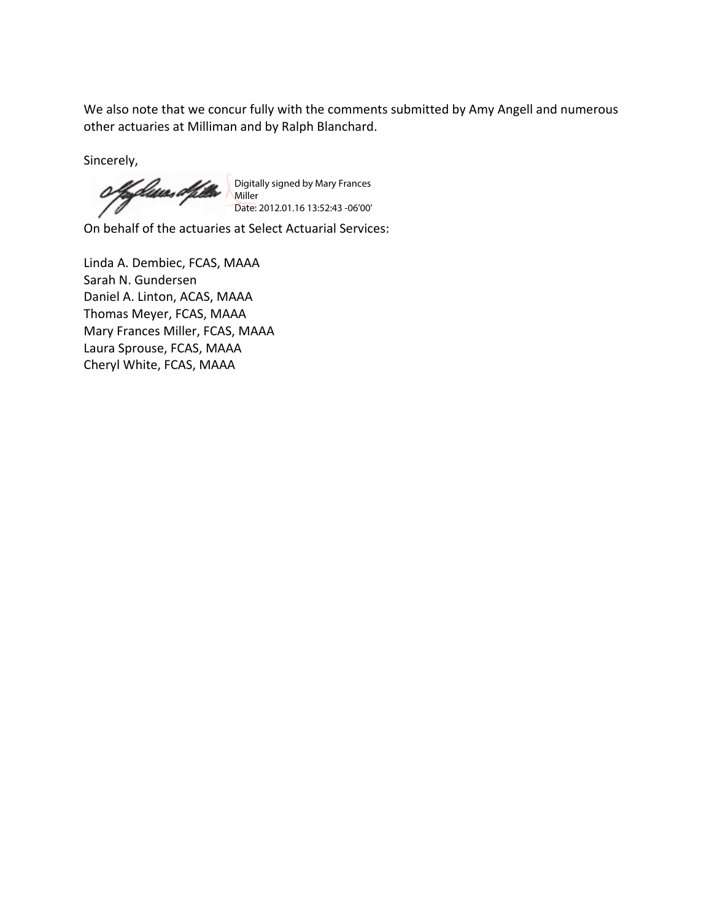We also note that we concur fully with the comments submitted by Amy Angell and numerous other actuaries at Milliman and by Ralph Blanchard.

Sincerely,

Digitally signed by Mary Frances Miller
Date: 2012.01.16 13:52:43 -06'00'

On behalf of the actuaries at Select Actuarial Services:

Linda A. Dembiec, FCAS, MAAA
Sarah N. Gundersen
Daniel A. Linton, ACAS, MAAA
Thomas Meyer, FCAS, MAAA
Mary Frances Miller, FCAS, MAAA
Laura Sprouse, FCAS, MAAA
Cheryl White, FCAS, MAAA